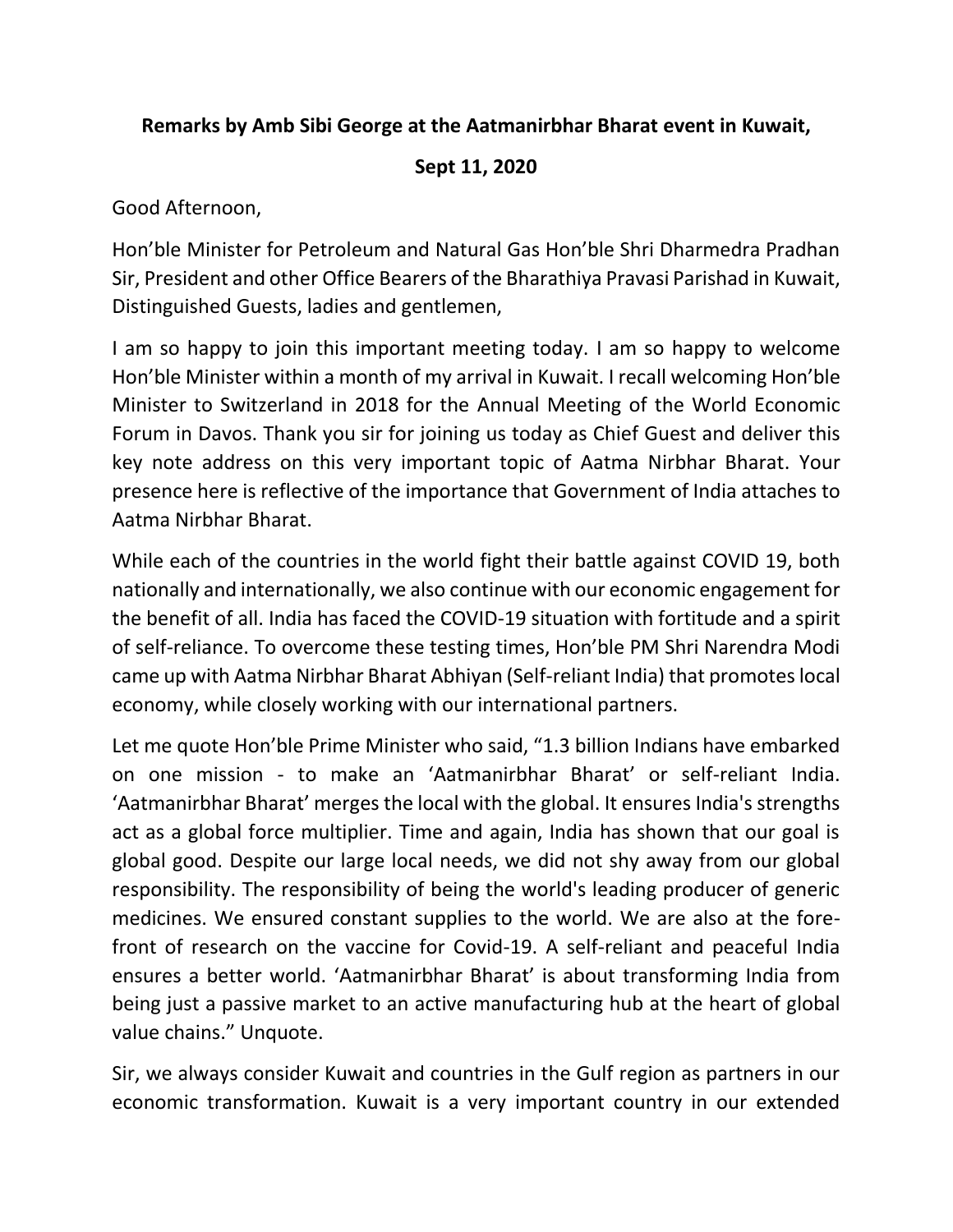**Remarks by Amb Sibi George at the Aatmanirbhar Bharat event in Kuwait, Sept 11, 2020**

Good Afternoon,

Hon'ble Minister for Petroleum and Natural Gas Hon'ble Shri Dharmedra Pradhan Sir, President and other Office Bearers of the Bharathiya Pravasi Parishad in Kuwait, Distinguished Guests, ladies and gentlemen,

I am so happy to join this important meeting today. I am so happy to welcome Hon'ble Minister within a month of my arrival in Kuwait. I recall welcoming Hon'ble Minister to Switzerland in 2018 for the Annual Meeting of the World Economic Forum in Davos. Thank you sir for joining us today as Chief Guest and deliver this key note address on this very important topic of Aatma Nirbhar Bharat. Your presence here is reflective of the importance that Government of India attaches to Aatma Nirbhar Bharat.

While each of the countries in the world fight their battle against COVID 19, both nationally and internationally, we also continue with our economic engagement for the benefit of all. India has faced the COVID-19 situation with fortitude and a spirit of self-reliance. To overcome these testing times, Hon'ble PM Shri Narendra Modi came up with Aatma Nirbhar Bharat Abhiyan (Self-reliant India) that promotes local economy, while closely working with our international partners.

Let me quote Hon'ble Prime Minister who said, "1.3 billion Indians have embarked on one mission - to make an 'Aatmanirbhar Bharat' or self-reliant India. 'Aatmanirbhar Bharat' merges the local with the global. It ensures India's strengths act as a global force multiplier. Time and again, India has shown that our goal is global good. Despite our large local needs, we did not shy away from our global responsibility. The responsibility of being the world's leading producer of generic medicines. We ensured constant supplies to the world. We are also at the fore-front of research on the vaccine for Covid-19. A self-reliant and peaceful India ensures a better world. 'Aatmanirbhar Bharat' is about transforming India from being just a passive market to an active manufacturing hub at the heart of global value chains." Unquote.

Sir, we always consider Kuwait and countries in the Gulf region as partners in our economic transformation. Kuwait is a very important country in our extended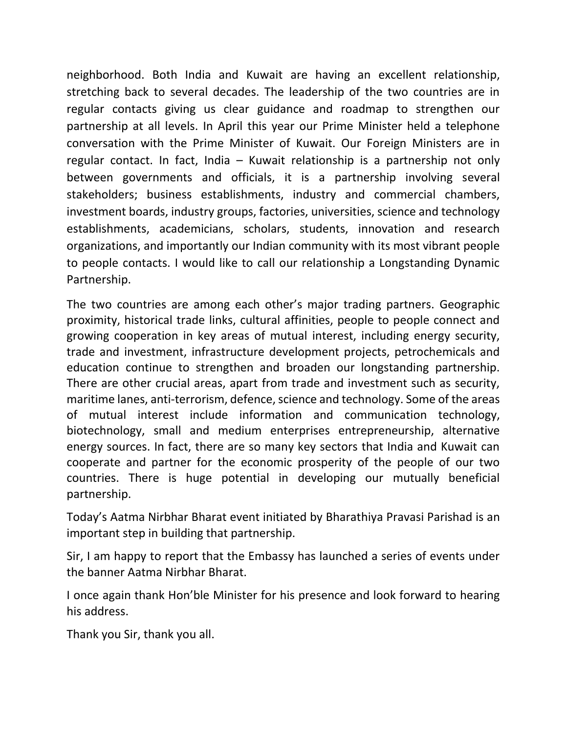neighborhood. Both India and Kuwait are having an excellent relationship, stretching back to several decades. The leadership of the two countries are in regular contacts giving us clear guidance and roadmap to strengthen our partnership at all levels. In April this year our Prime Minister held a telephone conversation with the Prime Minister of Kuwait. Our Foreign Ministers are in regular contact. In fact, India – Kuwait relationship is a partnership not only between governments and officials, it is a partnership involving several stakeholders; business establishments, industry and commercial chambers, investment boards, industry groups, factories, universities, science and technology establishments, academicians, scholars, students, innovation and research organizations, and importantly our Indian community with its most vibrant people to people contacts. I would like to call our relationship a Longstanding Dynamic Partnership.

The two countries are among each other's major trading partners. Geographic proximity, historical trade links, cultural affinities, people to people connect and growing cooperation in key areas of mutual interest, including energy security, trade and investment, infrastructure development projects, petrochemicals and education continue to strengthen and broaden our longstanding partnership. There are other crucial areas, apart from trade and investment such as security, maritime lanes, anti-terrorism, defence, science and technology. Some of the areas of mutual interest include information and communication technology, biotechnology, small and medium enterprises entrepreneurship, alternative energy sources. In fact, there are so many key sectors that India and Kuwait can cooperate and partner for the economic prosperity of the people of our two countries. There is huge potential in developing our mutually beneficial partnership.

Today's Aatma Nirbhar Bharat event initiated by Bharathiya Pravasi Parishad is an important step in building that partnership.

Sir, I am happy to report that the Embassy has launched a series of events under the banner Aatma Nirbhar Bharat.

I once again thank Hon'ble Minister for his presence and look forward to hearing his address.

Thank you Sir, thank you all.